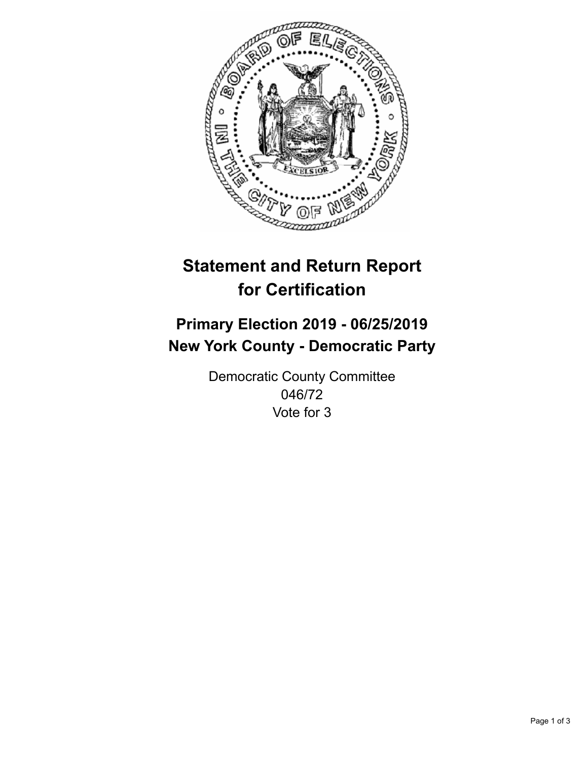# Statement and Return Report for Certification

## Primary Election 2019 - 06/25/2019
## New York County - Democratic Party

Democratic County Committee
046/72
Vote for 3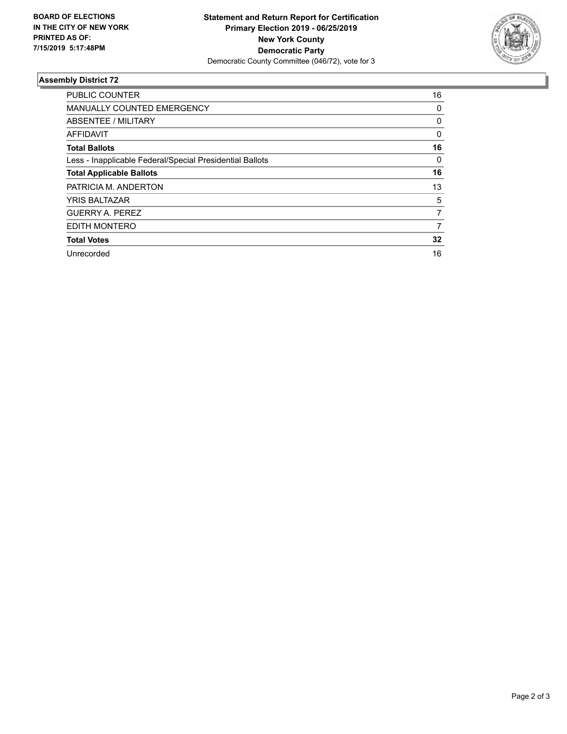**BOARD OF ELECTIONS IN THE CITY OF NEW YORK PRINTED AS OF: 7/15/2019 5:17:48PM**

**Statement and Return Report for Certification**
**Primary Election 2019 - 06/25/2019**
**New York County**
**Democratic Party**
Democratic County Committee (046/72), vote for 3

## Assembly District 72

| | |
|---|---|
| PUBLIC COUNTER | 16 |
| MANUALLY COUNTED EMERGENCY | 0 |
| ABSENTEE / MILITARY | 0 |
| AFFIDAVIT | 0 |
| **Total Ballots** | **16** |
| Less - Inapplicable Federal/Special Presidential Ballots | 0 |
| **Total Applicable Ballots** | **16** |
| PATRICIA M. ANDERTON | 13 |
| YRIS BALTAZAR | 5 |
| GUERRY A. PEREZ | 7 |
| EDITH MONTERO | 7 |
| **Total Votes** | **32** |
| Unrecorded | 16 |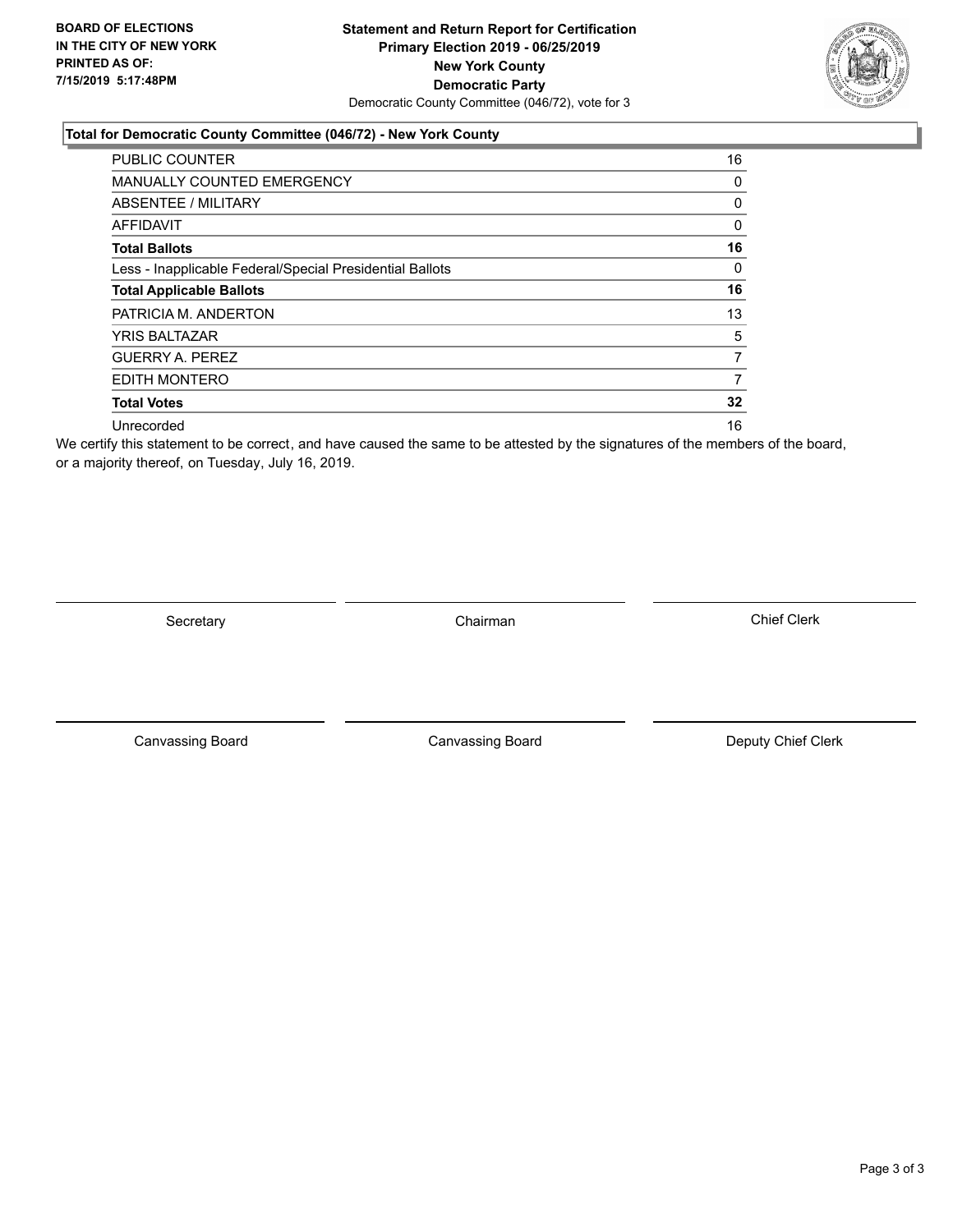**BOARD OF ELECTIONS IN THE CITY OF NEW YORK PRINTED AS OF: 7/15/2019 5:17:48PM**

**Statement and Return Report for Certification**
**Primary Election 2019 - 06/25/2019**
**New York County**
**Democratic Party**
Democratic County Committee (046/72), vote for 3

**Total for Democratic County Committee (046/72) - New York County**

| | |
|---|---|
| PUBLIC COUNTER | 16 |
| MANUALLY COUNTED EMERGENCY | 0 |
| ABSENTEE / MILITARY | 0 |
| AFFIDAVIT | 0 |
| **Total Ballots** | **16** |
| Less - Inapplicable Federal/Special Presidential Ballots | 0 |
| **Total Applicable Ballots** | **16** |
| PATRICIA M. ANDERTON | 13 |
| YRIS BALTAZAR | 5 |
| GUERRY A. PEREZ | 7 |
| EDITH MONTERO | 7 |
| **Total Votes** | **32** |
| Unrecorded | 16 |

We certify this statement to be correct, and have caused the same to be attested by the signatures of the members of the board, or a majority thereof, on Tuesday, July 16, 2019.

Secretary

Chairman

Chief Clerk

Canvassing Board

Canvassing Board

Deputy Chief Clerk